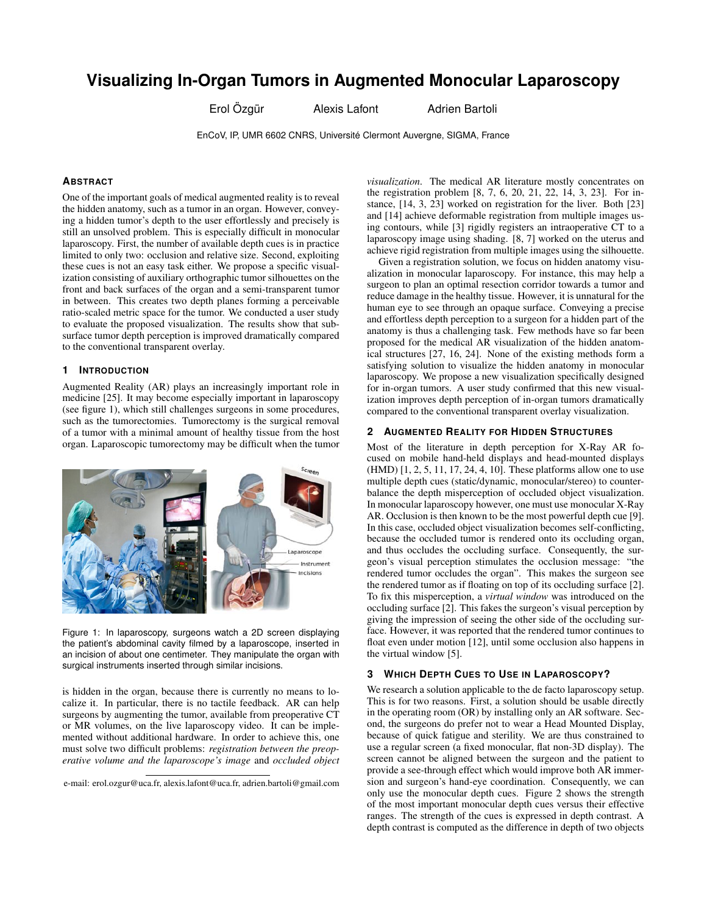# Visualizing In-Organ Tumors in Augmented Monocular Laparoscopy

Erol Özgür    Alexis Lafont    Adrien Bartoli

EnCoV, IP, UMR 6602 CNRS, Université Clermont Auvergne, SIGMA, France

## ABSTRACT

One of the important goals of medical augmented reality is to reveal the hidden anatomy, such as a tumor in an organ. However, conveying a hidden tumor's depth to the user effortlessly and precisely is still an unsolved problem. This is especially difficult in monocular laparoscopy. First, the number of available depth cues is in practice limited to only two: occlusion and relative size. Second, exploiting these cues is not an easy task either. We propose a specific visualization consisting of auxiliary orthographic tumor silhouettes on the front and back surfaces of the organ and a semi-transparent tumor in between. This creates two depth planes forming a perceivable ratio-scaled metric space for the tumor. We conducted a user study to evaluate the proposed visualization. The results show that subsurface tumor depth perception is improved dramatically compared to the conventional transparent overlay.

## 1 INTRODUCTION

Augmented Reality (AR) plays an increasingly important role in medicine [25]. It may become especially important in laparoscopy (see figure 1), which still challenges surgeons in some procedures, such as the tumorectomies. Tumorectomy is the surgical removal of a tumor with a minimal amount of healthy tissue from the host organ. Laparoscopic tumorectomy may be difficult when the tumor is hidden in the organ, because there is currently no means to localize it. In particular, there is no tactile feedback. AR can help surgeons by augmenting the tumor, available from preoperative CT or MR volumes, on the live laparoscopy video. It can be implemented without additional hardware. In order to achieve this, one must solve two difficult problems: *registration between the preoperative volume and the laparoscope's image* and *occluded object visualization*. The medical AR literature mostly concentrates on the registration problem [8, 7, 6, 20, 21, 22, 14, 3, 23]. For instance, [14, 3, 23] worked on registration for the liver. Both [23] and [14] achieve deformable registration from multiple images using contours, while [3] rigidly registers an intraoperative CT to a laparoscopy image using shading. [8, 7] worked on the uterus and achieve rigid registration from multiple images using the silhouette.

Figure 1: In laparoscopy, surgeons watch a 2D screen displaying the patient's abdominal cavity filmed by a laparoscope, inserted in an incision of about one centimeter. They manipulate the organ with surgical instruments inserted through similar incisions.

Given a registration solution, we focus on hidden anatomy visualization in monocular laparoscopy. For instance, this may help a surgeon to plan an optimal resection corridor towards a tumor and reduce damage in the healthy tissue. However, it is unnatural for the human eye to see through an opaque surface. Conveying a precise and effortless depth perception to a surgeon for a hidden part of the anatomy is thus a challenging task. Few methods have so far been proposed for the medical AR visualization of the hidden anatomical structures [27, 16, 24]. None of the existing methods form a satisfying solution to visualize the hidden anatomy in monocular laparoscopy. We propose a new visualization specifically designed for in-organ tumors. A user study confirmed that this new visualization improves depth perception of in-organ tumors dramatically compared to the conventional transparent overlay visualization.

## 2 AUGMENTED REALITY FOR HIDDEN STRUCTURES

Most of the literature in depth perception for X-Ray AR focused on mobile hand-held displays and head-mounted displays (HMD) [1, 2, 5, 11, 17, 24, 4, 10]. These platforms allow one to use multiple depth cues (static/dynamic, monocular/stereo) to counterbalance the depth misperception of occluded object visualization. In monocular laparoscopy however, one must use monocular X-Ray AR. Occlusion is then known to be the most powerful depth cue [9]. In this case, occluded object visualization becomes self-conflicting, because the occluded tumor is rendered onto its occluding organ, and thus occludes the occluding surface. Consequently, the surgeon's visual perception stimulates the occlusion message: "the rendered tumor occludes the organ". This makes the surgeon see the rendered tumor as if floating on top of its occluding surface [2]. To fix this misperception, a *virtual window* was introduced on the occluding surface [2]. This fakes the surgeon's visual perception by giving the impression of seeing the other side of the occluding surface. However, it was reported that the rendered tumor continues to float even under motion [12], until some occlusion also happens in the virtual window [5].

## 3 WHICH DEPTH CUES TO USE IN LAPAROSCOPY?

We research a solution applicable to the de facto laparoscopy setup. This is for two reasons. First, a solution should be usable directly in the operating room (OR) by installing only an AR software. Second, the surgeons do prefer not to wear a Head Mounted Display, because of quick fatigue and sterility. We are thus constrained to use a regular screen (a fixed monocular, flat non-3D display). The screen cannot be aligned between the surgeon and the patient to provide a see-through effect which would improve both AR immersion and surgeon's hand-eye coordination. Consequently, we can only use the monocular depth cues. Figure 2 shows the strength of the most important monocular depth cues versus their effective ranges. The strength of the cues is expressed in depth contrast. A depth contrast is computed as the difference in depth of two objects

e-mail: erol.ozgur@uca.fr, alexis.lafont@uca.fr, adrien.bartoli@gmail.com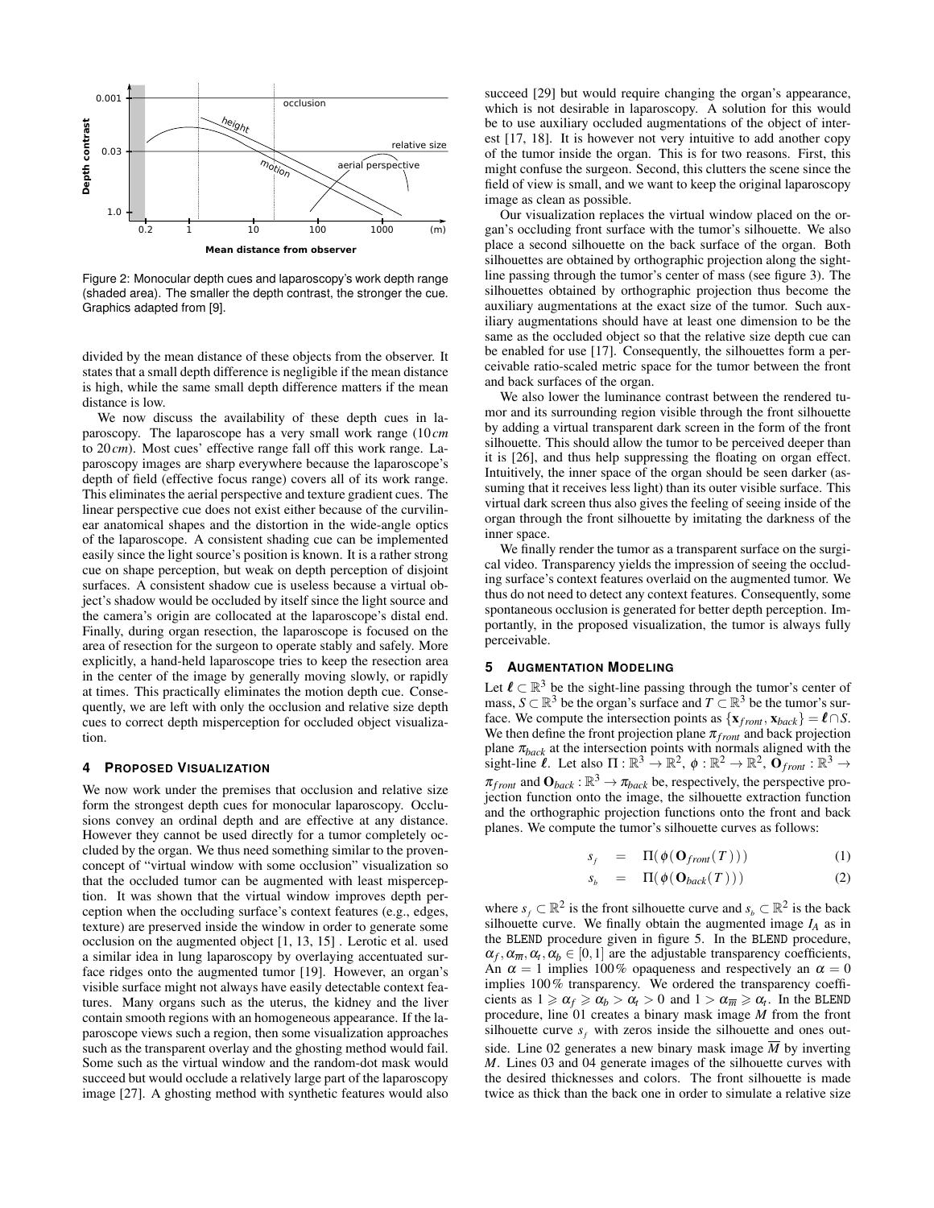Figure 2: Monocular depth cues and laparoscopy's work depth range (shaded area). The smaller the depth contrast, the stronger the cue. Graphics adapted from [9].

divided by the mean distance of these objects from the observer. It states that a small depth difference is negligible if the mean distance is high, while the same small depth difference matters if the mean distance is low.

We now discuss the availability of these depth cues in laparoscopy. The laparoscope has a very small work range ($10\,cm$ to $20\,cm$). Most cues' effective range fall off this work range. Laparoscopy images are sharp everywhere because the laparoscope's depth of field (effective focus range) covers all of its work range. This eliminates the aerial perspective and texture gradient cues. The linear perspective cue does not exist either because of the curvilinear anatomical shapes and the distortion in the wide-angle optics of the laparoscope. A consistent shading cue can be implemented easily since the light source's position is known. It is a rather strong cue on shape perception, but weak on depth perception of disjoint surfaces. A consistent shadow cue is useless because a virtual object's shadow would be occluded by itself since the light source and the camera's origin are collocated at the laparoscope's distal end. Finally, during organ resection, the laparoscope is focused on the area of resection for the surgeon to operate stably and safely. More explicitly, a hand-held laparoscope tries to keep the resection area in the center of the image by generally moving slowly, or rapidly at times. This practically eliminates the motion depth cue. Consequently, we are left with only the occlusion and relative size depth cues to correct depth misperception for occluded object visualization.

## 4 Proposed Visualization

We now work under the premises that occlusion and relative size form the strongest depth cues for monocular laparoscopy. Occlusions convey an ordinal depth and are effective at any distance. However they cannot be used directly for a tumor completely occluded by the organ. We thus need something similar to the proven-concept of "virtual window with some occlusion" visualization so that the occluded tumor can be augmented with least misperception. It was shown that the virtual window improves depth perception when the occluding surface's context features (e.g., edges, texture) are preserved inside the window in order to generate some occlusion on the augmented object [1, 13, 15] . Lerotic et al. used a similar idea in lung laparoscopy by overlaying accentuated surface ridges onto the augmented tumor [19]. However, an organ's visible surface might not always have easily detectable context features. Many organs such as the uterus, the kidney and the liver contain smooth regions with an homogeneous appearance. If the laparoscope views such a region, then some visualization approaches such as the transparent overlay and the ghosting method would fail. Some such as the virtual window and the random-dot mask would succeed but would occlude a relatively large part of the laparoscopy image [27]. A ghosting method with synthetic features would also succeed [29] but would require changing the organ's appearance, which is not desirable in laparoscopy. A solution for this would be to use auxiliary occluded augmentations of the object of interest [17, 18]. It is however not very intuitive to add another copy of the tumor inside the organ. This is for two reasons. First, this might confuse the surgeon. Second, this clutters the scene since the field of view is small, and we want to keep the original laparoscopy image as clean as possible.

Our visualization replaces the virtual window placed on the organ's occluding front surface with the tumor's silhouette. We also place a second silhouette on the back surface of the organ. Both silhouettes are obtained by orthographic projection along the sight-line passing through the tumor's center of mass (see figure 3). The silhouettes obtained by orthographic projection thus become the auxiliary augmentations at the exact size of the tumor. Such auxiliary augmentations should have at least one dimension to be the same as the occluded object so that the relative size depth cue can be enabled for use [17]. Consequently, the silhouettes form a perceivable ratio-scaled metric space for the tumor between the front and back surfaces of the organ.

We also lower the luminance contrast between the rendered tumor and its surrounding region visible through the front silhouette by adding a virtual transparent dark screen in the form of the front silhouette. This should allow the tumor to be perceived deeper than it is [26], and thus help suppressing the floating on organ effect. Intuitively, the inner space of the organ should be seen darker (assuming that it receives less light) than its outer visible surface. This virtual dark screen thus also gives the feeling of seeing inside of the organ through the front silhouette by imitating the darkness of the inner space.

We finally render the tumor as a transparent surface on the surgical video. Transparency yields the impression of seeing the occluding surface's context features overlaid on the augmented tumor. We thus do not need to detect any context features. Consequently, some spontaneous occlusion is generated for better depth perception. Importantly, in the proposed visualization, the tumor is always fully perceivable.

## 5 Augmentation Modeling

Let $\boldsymbol{\ell} \subset \mathbb{R}^3$ be the sight-line passing through the tumor's center of mass, $S \subset \mathbb{R}^3$ be the organ's surface and $T \subset \mathbb{R}^3$ be the tumor's surface. We compute the intersection points as $\{\mathbf{x}_{front}, \mathbf{x}_{back}\} = \boldsymbol{\ell} \cap S$. We then define the front projection plane $\pi_{front}$ and back projection plane $\pi_{back}$ at the intersection points with normals aligned with the sight-line $\boldsymbol{\ell}$. Let also $\Pi : \mathbb{R}^3 \to \mathbb{R}^2$, $\phi : \mathbb{R}^2 \to \mathbb{R}^2$, $\mathbf{O}_{front} : \mathbb{R}^3 \to \pi_{front}$ and $\mathbf{O}_{back} : \mathbb{R}^3 \to \pi_{back}$ be, respectively, the perspective projection function onto the image, the silhouette extraction function and the orthographic projection functions onto the front and back planes. We compute the tumor's silhouette curves as follows:

$$s_f = \Pi(\phi(\mathbf{O}_{front}(T))) \quad (1)$$

$$s_b = \Pi(\phi(\mathbf{O}_{back}(T))) \quad (2)$$

where $s_f \subset \mathbb{R}^2$ is the front silhouette curve and $s_b \subset \mathbb{R}^2$ is the back silhouette curve. We finally obtain the augmented image $I_A$ as in the BLEND procedure given in figure 5. In the BLEND procedure, $\alpha_f, \alpha_{\overline{m}}, \alpha_t, \alpha_b \in [0,1]$ are the adjustable transparency coefficients, An $\alpha = 1$ implies 100% opaqueness and respectively an $\alpha = 0$ implies 100% transparency. We ordered the transparency coefficients as $1 \geqslant \alpha_f \geqslant \alpha_b > \alpha_t > 0$ and $1 > \alpha_{\overline{m}} \geqslant \alpha_t$. In the BLEND procedure, line 01 creates a binary mask image $M$ from the front silhouette curve $s_f$ with zeros inside the silhouette and ones outside. Line 02 generates a new binary mask image $\overline{M}$ by inverting $M$. Lines 03 and 04 generate images of the silhouette curves with the desired thicknesses and colors. The front silhouette is made twice as thick than the back one in order to simulate a relative size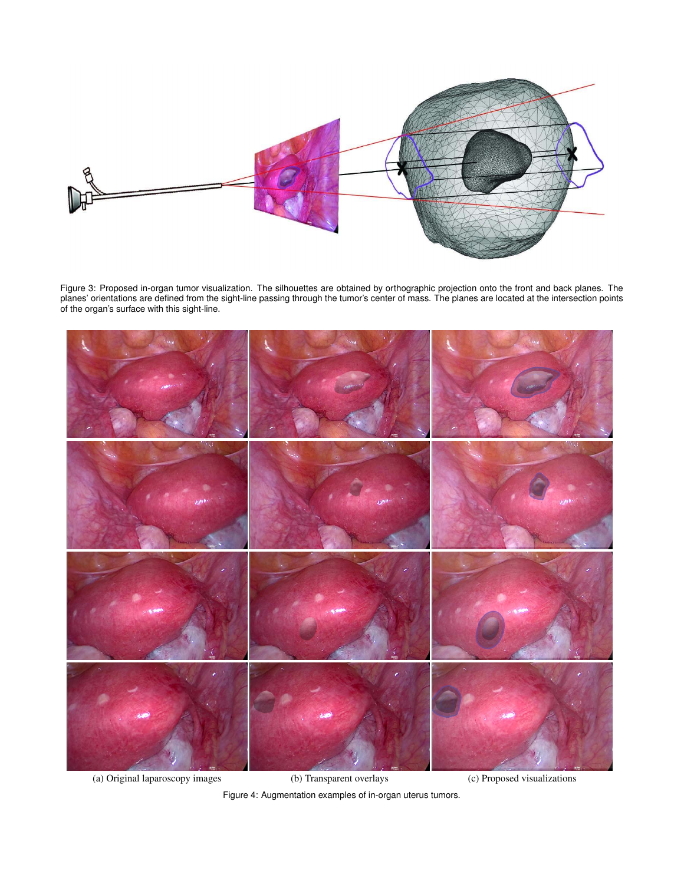Figure 3: Proposed in-organ tumor visualization. The silhouettes are obtained by orthographic projection onto the front and back planes. The planes' orientations are defined from the sight-line passing through the tumor's center of mass. The planes are located at the intersection points of the organ's surface with this sight-line.

(a) Original laparoscopy images (b) Transparent overlays (c) Proposed visualizations

Figure 4: Augmentation examples of in-organ uterus tumors.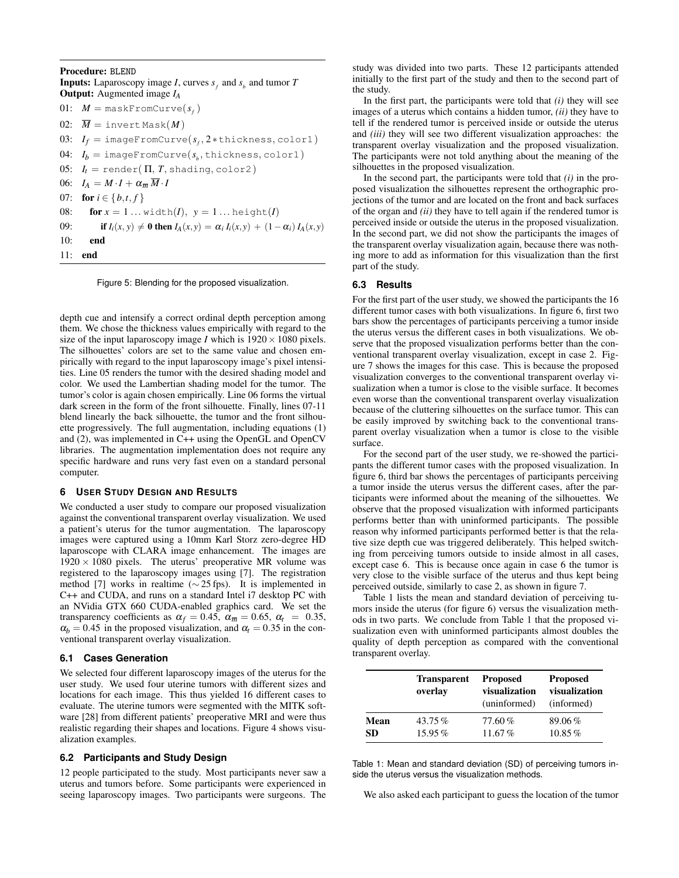**Procedure:** BLEND
**Inputs:** Laparoscopy image $I$, curves $s_f$ and $s_b$ and tumor $T$
**Output:** Augmented image $I_A$

```
01:  M = maskFromCurve(s_f)
02:  M̄ = invertMask(M)
03:  I_f = imageFromCurve(s_f, 2*thickness, color1)
04:  I_b = imageFromCurve(s_b, thickness, color1)
05:  I_t = render(Π, T, shading, color2)
06:  I_A = M·I + α_M̄ M̄·I
07:  for i ∈ {b,t,f}
08:     for x = 1...width(I), y = 1...height(I)
09:        if I_i(x,y) ≠ 0 then I_A(x,y) = α_i I_i(x,y) + (1 − α_i) I_A(x,y)
10:     end
11:  end
```

Figure 5: Blending for the proposed visualization.

depth cue and intensify a correct ordinal depth perception among them. We chose the thickness values empirically with regard to the size of the input laparoscopy image $I$ which is $1920 \times 1080$ pixels. The silhouettes' colors are set to the same value and chosen empirically with regard to the input laparoscopy image's pixel intensities. Line 05 renders the tumor with the desired shading model and color. We used the Lambertian shading model for the tumor. The tumor's color is again chosen empirically. Line 06 forms the virtual dark screen in the form of the front silhouette. Finally, lines 07-11 blend linearly the back silhouette, the tumor and the front silhouette progressively. The full augmentation, including equations (1) and (2), was implemented in C++ using the OpenGL and OpenCV libraries. The augmentation implementation does not require any specific hardware and runs very fast even on a standard personal computer.

## 6 User Study Design and Results

We conducted a user study to compare our proposed visualization against the conventional transparent overlay visualization. We used a patient's uterus for the tumor augmentation. The laparoscopy images were captured using a 10mm Karl Storz zero-degree HD laparoscope with CLARA image enhancement. The images are $1920 \times 1080$ pixels. The uterus' preoperative MR volume was registered to the laparoscopy images using [7]. The registration method [7] works in realtime ($\sim 25$ fps). It is implemented in C++ and CUDA, and runs on a standard Intel i7 desktop PC with an NVidia GTX 660 CUDA-enabled graphics card. We set the transparency coefficients as $\alpha_f = 0.45$, $\alpha_{\overline{m}} = 0.65$, $\alpha_t = 0.35$, $\alpha_b = 0.45$ in the proposed visualization, and $\alpha_t = 0.35$ in the conventional transparent overlay visualization.

### 6.1 Cases Generation

We selected four different laparoscopy images of the uterus for the user study. We used four uterine tumors with different sizes and locations for each image. This thus yielded 16 different cases to evaluate. The uterine tumors were segmented with the MITK software [28] from different patients' preoperative MRI and were thus realistic regarding their shapes and locations. Figure 4 shows visualization examples.

### 6.2 Participants and Study Design

12 people participated to the study. Most participants never saw a uterus and tumors before. Some participants were experienced in seeing laparoscopy images. Two participants were surgeons. The study was divided into two parts. These 12 participants attended initially to the first part of the study and then to the second part of the study.

In the first part, the participants were told that *(i)* they will see images of a uterus which contains a hidden tumor, *(ii)* they have to tell if the rendered tumor is perceived inside or outside the uterus and *(iii)* they will see two different visualization approaches: the transparent overlay visualization and the proposed visualization. The participants were not told anything about the meaning of the silhouettes in the proposed visualization.

In the second part, the participants were told that *(i)* in the proposed visualization the silhouettes represent the orthographic projections of the tumor and are located on the front and back surfaces of the organ and *(ii)* they have to tell again if the rendered tumor is perceived inside or outside the uterus in the proposed visualization. In the second part, we did not show the participants the images of the transparent overlay visualization again, because there was nothing more to add as information for this visualization than the first part of the study.

### 6.3 Results

For the first part of the user study, we showed the participants the 16 different tumor cases with both visualizations. In figure 6, first two bars show the percentages of participants perceiving a tumor inside the uterus versus the different cases in both visualizations. We observe that the proposed visualization performs better than the conventional transparent overlay visualization, except in case 2. Figure 7 shows the images for this case. This is because the proposed visualization converges to the conventional transparent overlay visualization when a tumor is close to the visible surface. It becomes even worse than the conventional transparent overlay visualization because of the cluttering silhouettes on the surface tumor. This can be easily improved by switching back to the conventional transparent overlay visualization when a tumor is close to the visible surface.

For the second part of the user study, we re-showed the participants the different tumor cases with the proposed visualization. In figure 6, third bar shows the percentages of participants perceiving a tumor inside the uterus versus the different cases, after the participants were informed about the meaning of the silhouettes. We observe that the proposed visualization with informed participants performs better than with uninformed participants. The possible reason why informed participants performed better is that the relative size depth cue was triggered deliberately. This helped switching from perceiving tumors outside to inside almost in all cases, except case 6. This is because once again in case 6 the tumor is very close to the visible surface of the uterus and thus kept being perceived outside, similarly to case 2, as shown in figure 7.

Table 1 lists the mean and standard deviation of perceiving tumors inside the uterus (for figure 6) versus the visualization methods in two parts. We conclude from Table 1 that the proposed visualization even with uninformed participants almost doubles the quality of depth perception as compared with the conventional transparent overlay.

| | **Transparent overlay** | **Proposed visualization** (uninformed) | **Proposed visualization** (informed) |
|---|---|---|---|
| **Mean** | 43.75 % | 77.60 % | 89.06 % |
| **SD** | 15.95 % | 11.67 % | 10.85 % |

Table 1: Mean and standard deviation (SD) of perceiving tumors inside the uterus versus the visualization methods.

We also asked each participant to guess the location of the tumor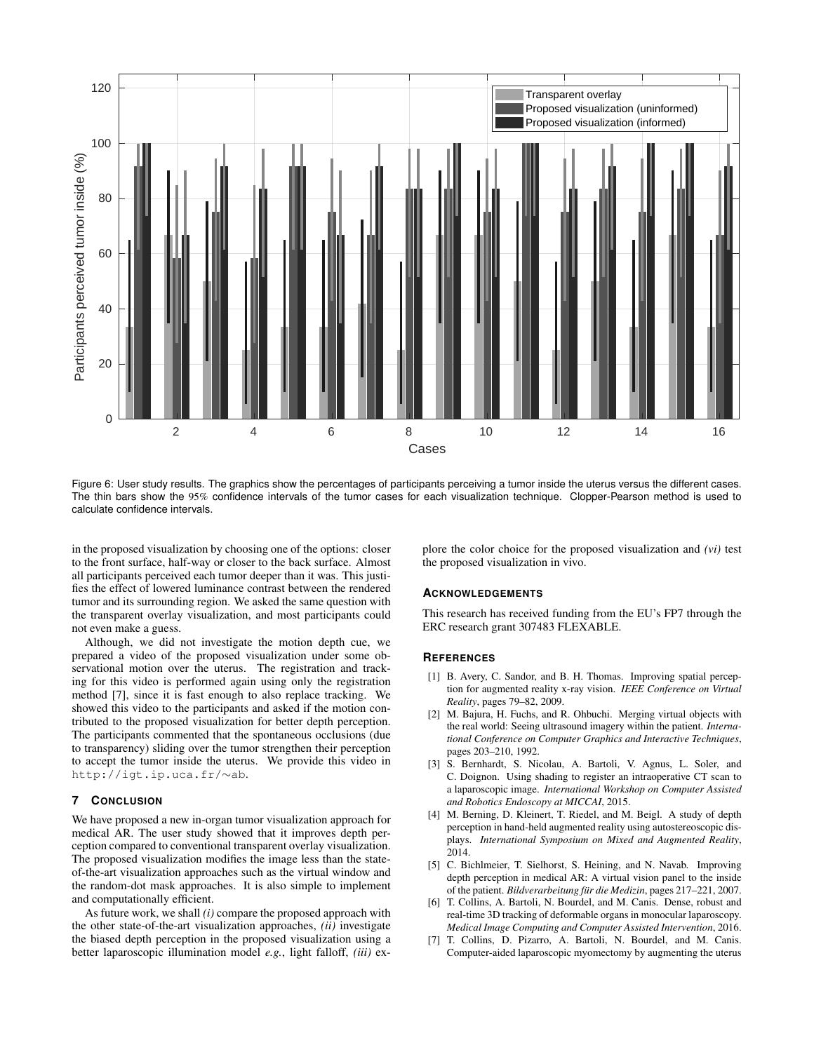Figure 6: User study results. The graphics show the percentages of participants perceiving a tumor inside the uterus versus the different cases. The thin bars show the 95% confidence intervals of the tumor cases for each visualization technique. Clopper-Pearson method is used to calculate confidence intervals.

in the proposed visualization by choosing one of the options: closer to the front surface, half-way or closer to the back surface. Almost all participants perceived each tumor deeper than it was. This justifies the effect of lowered luminance contrast between the rendered tumor and its surrounding region. We asked the same question with the transparent overlay visualization, and most participants could not even make a guess.

Although, we did not investigate the motion depth cue, we prepared a video of the proposed visualization under some observational motion over the uterus. The registration and tracking for this video is performed again using only the registration method [7], since it is fast enough to also replace tracking. We showed this video to the participants and asked if the motion contributed to the proposed visualization for better depth perception. The participants commented that the spontaneous occlusions (due to transparency) sliding over the tumor strengthen their perception to accept the tumor inside the uterus. We provide this video in http://igt.ip.uca.fr/∼ab.

## 7 Conclusion

We have proposed a new in-organ tumor visualization approach for medical AR. The user study showed that it improves depth perception compared to conventional transparent overlay visualization. The proposed visualization modifies the image less than the state-of-the-art visualization approaches such as the virtual window and the random-dot mask approaches. It is also simple to implement and computationally efficient.

As future work, we shall *(i)* compare the proposed approach with the other state-of-the-art visualization approaches, *(ii)* investigate the biased depth perception in the proposed visualization using a better laparoscopic illumination model *e.g.*, light falloff, *(iii)* explore the color choice for the proposed visualization and *(vi)* test the proposed visualization in vivo.

## Acknowledgements

This research has received funding from the EU's FP7 through the ERC research grant 307483 FLEXABLE.

## References

[1] B. Avery, C. Sandor, and B. H. Thomas. Improving spatial perception for augmented reality x-ray vision. *IEEE Conference on Virtual Reality*, pages 79–82, 2009.

[2] M. Bajura, H. Fuchs, and R. Ohbuchi. Merging virtual objects with the real world: Seeing ultrasound imagery within the patient. *International Conference on Computer Graphics and Interactive Techniques*, pages 203–210, 1992.

[3] S. Bernhardt, S. Nicolau, A. Bartoli, V. Agnus, L. Soler, and C. Doignon. Using shading to register an intraoperative CT scan to a laparoscopic image. *International Workshop on Computer Assisted and Robotics Endoscopy at MICCAI*, 2015.

[4] M. Berning, D. Kleinert, T. Riedel, and M. Beigl. A study of depth perception in hand-held augmented reality using autostereoscopic displays. *International Symposium on Mixed and Augmented Reality*, 2014.

[5] C. Bichlmeier, T. Sielhorst, S. Heining, and N. Navab. Improving depth perception in medical AR: A virtual vision panel to the inside of the patient. *Bildverarbeitung für die Medizin*, pages 217–221, 2007.

[6] T. Collins, A. Bartoli, N. Bourdel, and M. Canis. Dense, robust and real-time 3D tracking of deformable organs in monocular laparoscopy. *Medical Image Computing and Computer Assisted Intervention*, 2016.

[7] T. Collins, D. Pizarro, A. Bartoli, N. Bourdel, and M. Canis. Computer-aided laparoscopic myomectomy by augmenting the uterus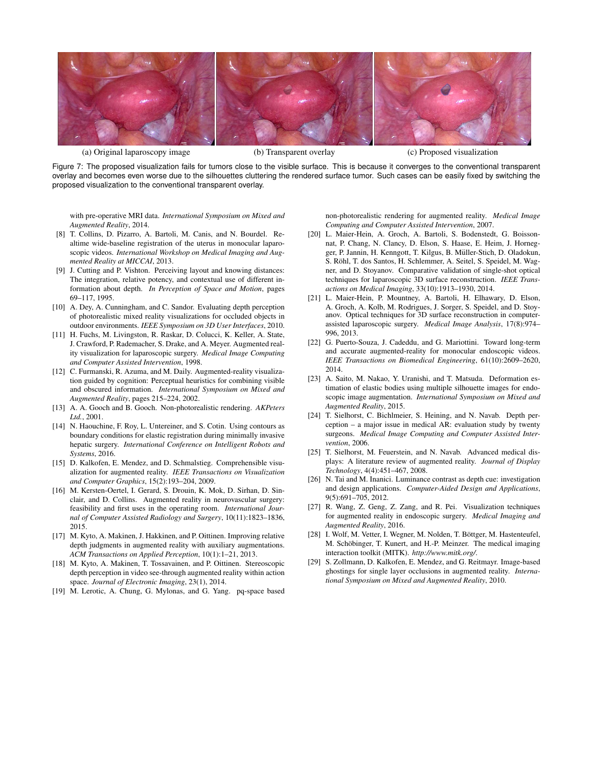(a) Original laparoscopy image (b) Transparent overlay (c) Proposed visualization

Figure 7: The proposed visualization fails for tumors close to the visible surface. This is because it converges to the conventional transparent overlay and becomes even worse due to the silhouettes cluttering the rendered surface tumor. Such cases can be easily fixed by switching the proposed visualization to the conventional transparent overlay.

with pre-operative MRI data. *International Symposium on Mixed and Augmented Reality*, 2014.

[8] T. Collins, D. Pizarro, A. Bartoli, M. Canis, and N. Bourdel. Realtime wide-baseline registration of the uterus in monocular laparoscopic videos. *International Workshop on Medical Imaging and Augmented Reality at MICCAI*, 2013.

[9] J. Cutting and P. Vishton. Perceiving layout and knowing distances: The integration, relative potency, and contextual use of different information about depth. *In Perception of Space and Motion*, pages 69–117, 1995.

[10] A. Dey, A. Cunningham, and C. Sandor. Evaluating depth perception of photorealistic mixed reality visualizations for occluded objects in outdoor environments. *IEEE Symposium on 3D User Interfaces*, 2010.

[11] H. Fuchs, M. Livingston, R. Raskar, D. Colucci, K. Keller, A. State, J. Crawford, P. Rademacher, S. Drake, and A. Meyer. Augmented reality visualization for laparoscopic surgery. *Medical Image Computing and Computer Assisted Intervention*, 1998.

[12] C. Furmanski, R. Azuma, and M. Daily. Augmented-reality visualization guided by cognition: Perceptual heuristics for combining visible and obscured information. *International Symposium on Mixed and Augmented Reality*, pages 215–224, 2002.

[13] A. A. Gooch and B. Gooch. Non-photorealistic rendering. *AKPeters Ltd.*, 2001.

[14] N. Haouchine, F. Roy, L. Untereiner, and S. Cotin. Using contours as boundary conditions for elastic registration during minimally invasive hepatic surgery. *International Conference on Intelligent Robots and Systems*, 2016.

[15] D. Kalkofen, E. Mendez, and D. Schmalstieg. Comprehensible visualization for augmented reality. *IEEE Transactions on Visualization and Computer Graphics*, 15(2):193–204, 2009.

[16] M. Kersten-Oertel, I. Gerard, S. Drouin, K. Mok, D. Sirhan, D. Sinclair, and D. Collins. Augmented reality in neurovascular surgery: feasibility and first uses in the operating room. *International Journal of Computer Assisted Radiology and Surgery*, 10(11):1823–1836, 2015.

[17] M. Kyto, A. Makinen, J. Hakkinen, and P. Oittinen. Improving relative depth judgments in augmented reality with auxiliary augmentations. *ACM Transactions on Applied Perception*, 10(1):1–21, 2013.

[18] M. Kyto, A. Makinen, T. Tossavainen, and P. Oittinen. Stereoscopic depth perception in video see-through augmented reality within action space. *Journal of Electronic Imaging*, 23(1), 2014.

[19] M. Lerotic, A. Chung, G. Mylonas, and G. Yang. pq-space based non-photorealistic rendering for augmented reality. *Medical Image Computing and Computer Assisted Intervention*, 2007.

[20] L. Maier-Hein, A. Groch, A. Bartoli, S. Bodenstedt, G. Boissonnat, P. Chang, N. Clancy, D. Elson, S. Haase, E. Heim, J. Hornegger, P. Jannin, H. Kenngott, T. Kilgus, B. Müller-Stich, D. Oladokun, S. Röhl, T. dos Santos, H. Schlemmer, A. Seitel, S. Speidel, M. Wagner, and D. Stoyanov. Comparative validation of single-shot optical techniques for laparoscopic 3D surface reconstruction. *IEEE Transactions on Medical Imaging*, 33(10):1913–1930, 2014.

[21] L. Maier-Hein, P. Mountney, A. Bartoli, H. Elhawary, D. Elson, A. Groch, A. Kolb, M. Rodrigues, J. Sorger, S. Speidel, and D. Stoyanov. Optical techniques for 3D surface reconstruction in computer-assisted laparoscopic surgery. *Medical Image Analysis*, 17(8):974–996, 2013.

[22] G. Puerto-Souza, J. Cadeddu, and G. Mariottini. Toward long-term and accurate augmented-reality for monocular endoscopic videos. *IEEE Transactions on Biomedical Engineering*, 61(10):2609–2620, 2014.

[23] A. Saito, M. Nakao, Y. Uranishi, and T. Matsuda. Deformation estimation of elastic bodies using multiple silhouette images for endoscopic image augmentation. *International Symposium on Mixed and Augmented Reality*, 2015.

[24] T. Sielhorst, C. Bichlmeier, S. Heining, and N. Navab. Depth perception – a major issue in medical AR: evaluation study by twenty surgeons. *Medical Image Computing and Computer Assisted Intervention*, 2006.

[25] T. Sielhorst, M. Feuerstein, and N. Navab. Advanced medical displays: A literature review of augmented reality. *Journal of Display Technology*, 4(4):451–467, 2008.

[26] N. Tai and M. Inanici. Luminance contrast as depth cue: investigation and design applications. *Computer-Aided Design and Applications*, 9(5):691–705, 2012.

[27] R. Wang, Z. Geng, Z. Zang, and R. Pei. Visualization techniques for augmented reality in endoscopic surgery. *Medical Imaging and Augmented Reality*, 2016.

[28] I. Wolf, M. Vetter, I. Wegner, M. Nolden, T. Böttger, M. Hastenteufel, M. Schöbinger, T. Kunert, and H.-P. Meinzer. The medical imaging interaction toolkit (MITK). *http://www.mitk.org/*.

[29] S. Zollmann, D. Kalkofen, E. Mendez, and G. Reitmayr. Image-based ghostings for single layer occlusions in augmented reality. *International Symposium on Mixed and Augmented Reality*, 2010.